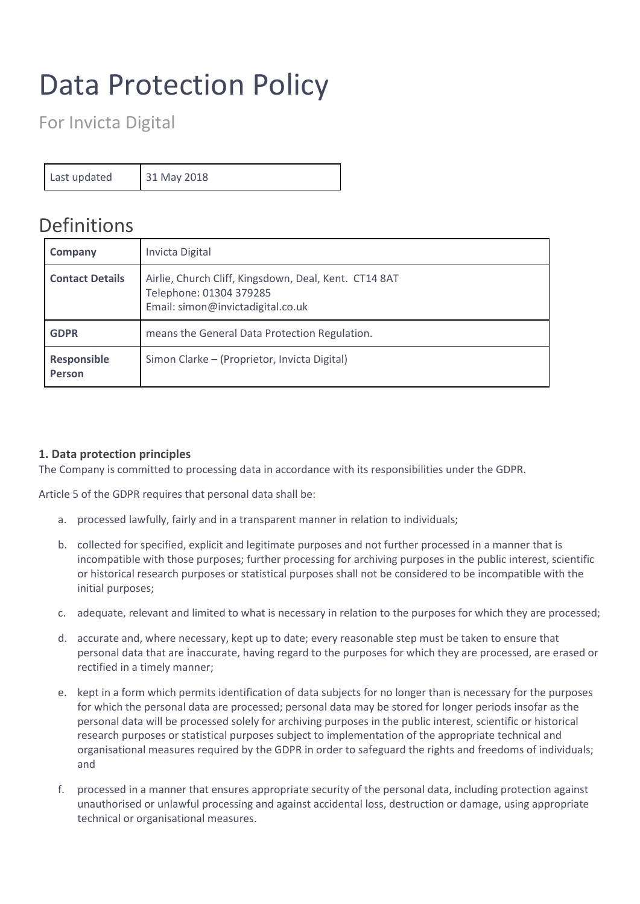# Data Protection Policy

## For Invicta Digital

| Last updated | 31 May 2018 |
|---|---|

## Definitions

| | |
|---|---|
| **Company** | Invicta Digital |
| **Contact Details** | Airlie, Church Cliff, Kingsdown, Deal, Kent. CT14 8AT<br>Telephone: 01304 379285<br>Email: simon@invictadigital.co.uk |
| **GDPR** | means the General Data Protection Regulation. |
| **Responsible Person** | Simon Clarke – (Proprietor, Invicta Digital) |

**1. Data protection principles**

The Company is committed to processing data in accordance with its responsibilities under the GDPR.

Article 5 of the GDPR requires that personal data shall be:

a. processed lawfully, fairly and in a transparent manner in relation to individuals;

b. collected for specified, explicit and legitimate purposes and not further processed in a manner that is incompatible with those purposes; further processing for archiving purposes in the public interest, scientific or historical research purposes or statistical purposes shall not be considered to be incompatible with the initial purposes;

c. adequate, relevant and limited to what is necessary in relation to the purposes for which they are processed;

d. accurate and, where necessary, kept up to date; every reasonable step must be taken to ensure that personal data that are inaccurate, having regard to the purposes for which they are processed, are erased or rectified in a timely manner;

e. kept in a form which permits identification of data subjects for no longer than is necessary for the purposes for which the personal data are processed; personal data may be stored for longer periods insofar as the personal data will be processed solely for archiving purposes in the public interest, scientific or historical research purposes or statistical purposes subject to implementation of the appropriate technical and organisational measures required by the GDPR in order to safeguard the rights and freedoms of individuals; and

f. processed in a manner that ensures appropriate security of the personal data, including protection against unauthorised or unlawful processing and against accidental loss, destruction or damage, using appropriate technical or organisational measures.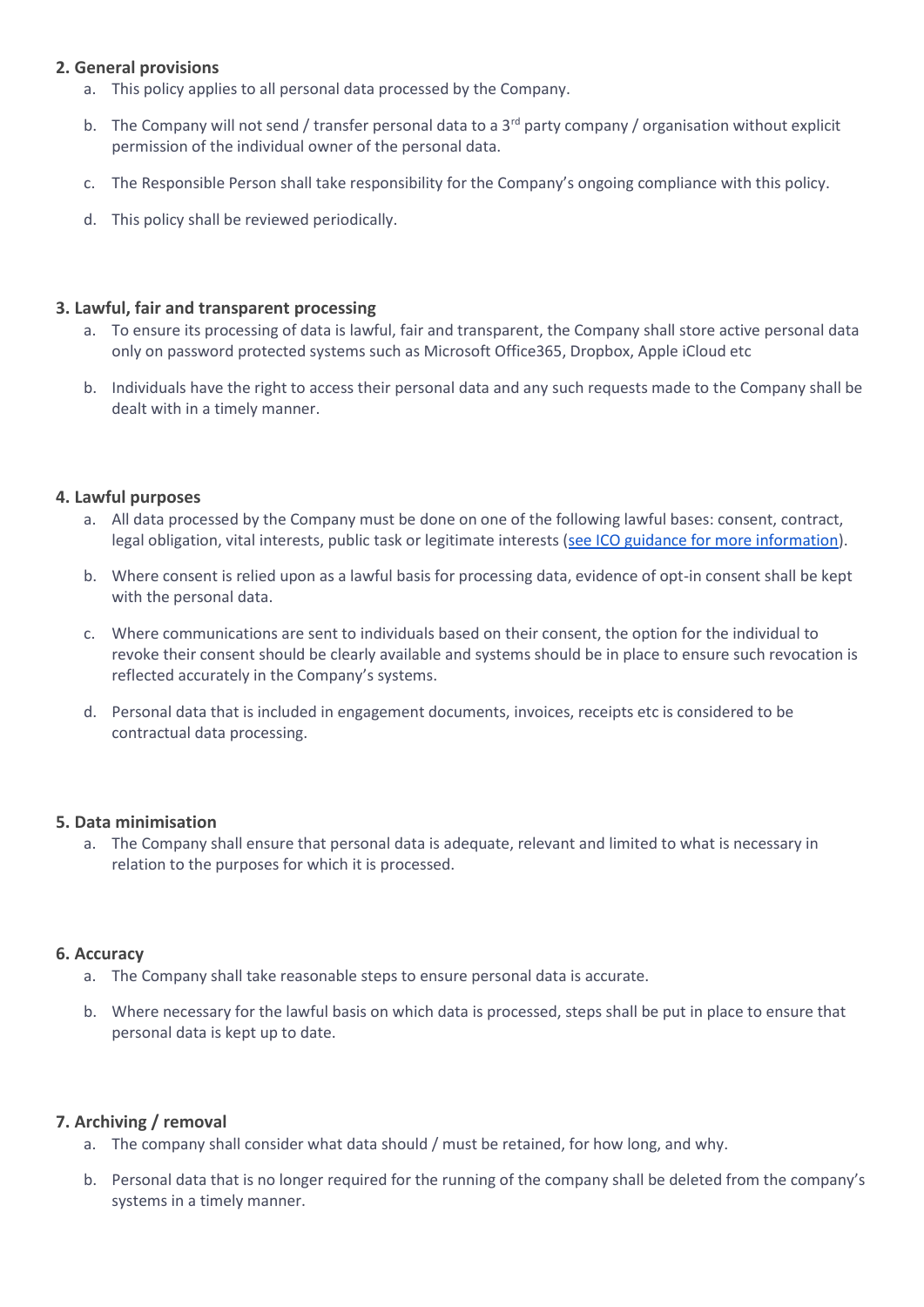## 2. General provisions

a. This policy applies to all personal data processed by the Company.

b. The Company will not send / transfer personal data to a 3rd party company / organisation without explicit permission of the individual owner of the personal data.

c. The Responsible Person shall take responsibility for the Company's ongoing compliance with this policy.

d. This policy shall be reviewed periodically.

## 3. Lawful, fair and transparent processing

a. To ensure its processing of data is lawful, fair and transparent, the Company shall store active personal data only on password protected systems such as Microsoft Office365, Dropbox, Apple iCloud etc

b. Individuals have the right to access their personal data and any such requests made to the Company shall be dealt with in a timely manner.

## 4. Lawful purposes

a. All data processed by the Company must be done on one of the following lawful bases: consent, contract, legal obligation, vital interests, public task or legitimate interests (see ICO guidance for more information).

b. Where consent is relied upon as a lawful basis for processing data, evidence of opt-in consent shall be kept with the personal data.

c. Where communications are sent to individuals based on their consent, the option for the individual to revoke their consent should be clearly available and systems should be in place to ensure such revocation is reflected accurately in the Company's systems.

d. Personal data that is included in engagement documents, invoices, receipts etc is considered to be contractual data processing.

## 5. Data minimisation

a. The Company shall ensure that personal data is adequate, relevant and limited to what is necessary in relation to the purposes for which it is processed.

## 6. Accuracy

a. The Company shall take reasonable steps to ensure personal data is accurate.

b. Where necessary for the lawful basis on which data is processed, steps shall be put in place to ensure that personal data is kept up to date.

## 7. Archiving / removal

a. The company shall consider what data should / must be retained, for how long, and why.

b. Personal data that is no longer required for the running of the company shall be deleted from the company's systems in a timely manner.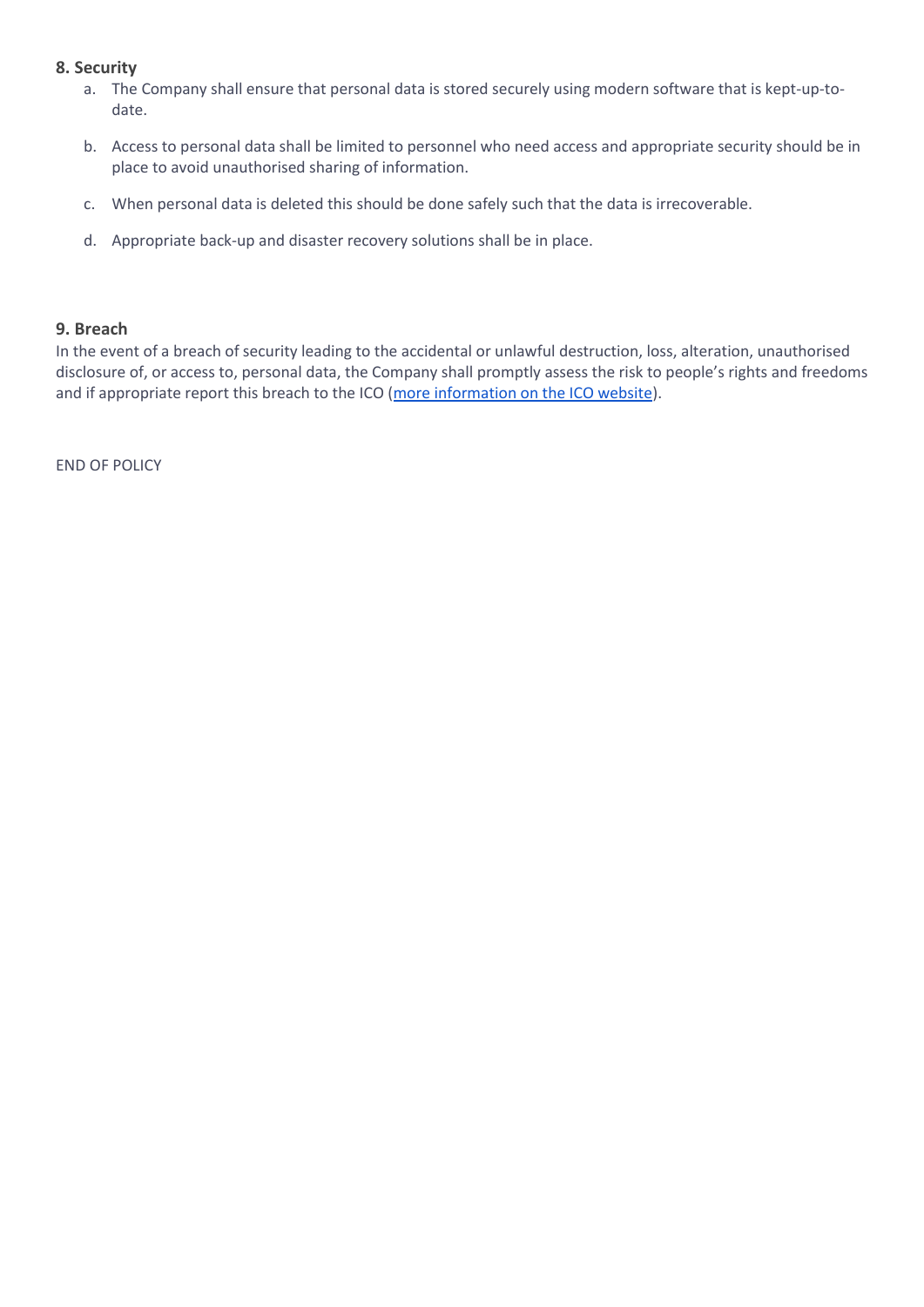## 8. Security

a. The Company shall ensure that personal data is stored securely using modern software that is kept-up-to-date.

b. Access to personal data shall be limited to personnel who need access and appropriate security should be in place to avoid unauthorised sharing of information.

c. When personal data is deleted this should be done safely such that the data is irrecoverable.

d. Appropriate back-up and disaster recovery solutions shall be in place.

## 9. Breach

In the event of a breach of security leading to the accidental or unlawful destruction, loss, alteration, unauthorised disclosure of, or access to, personal data, the Company shall promptly assess the risk to people's rights and freedoms and if appropriate report this breach to the ICO (more information on the ICO website).

END OF POLICY